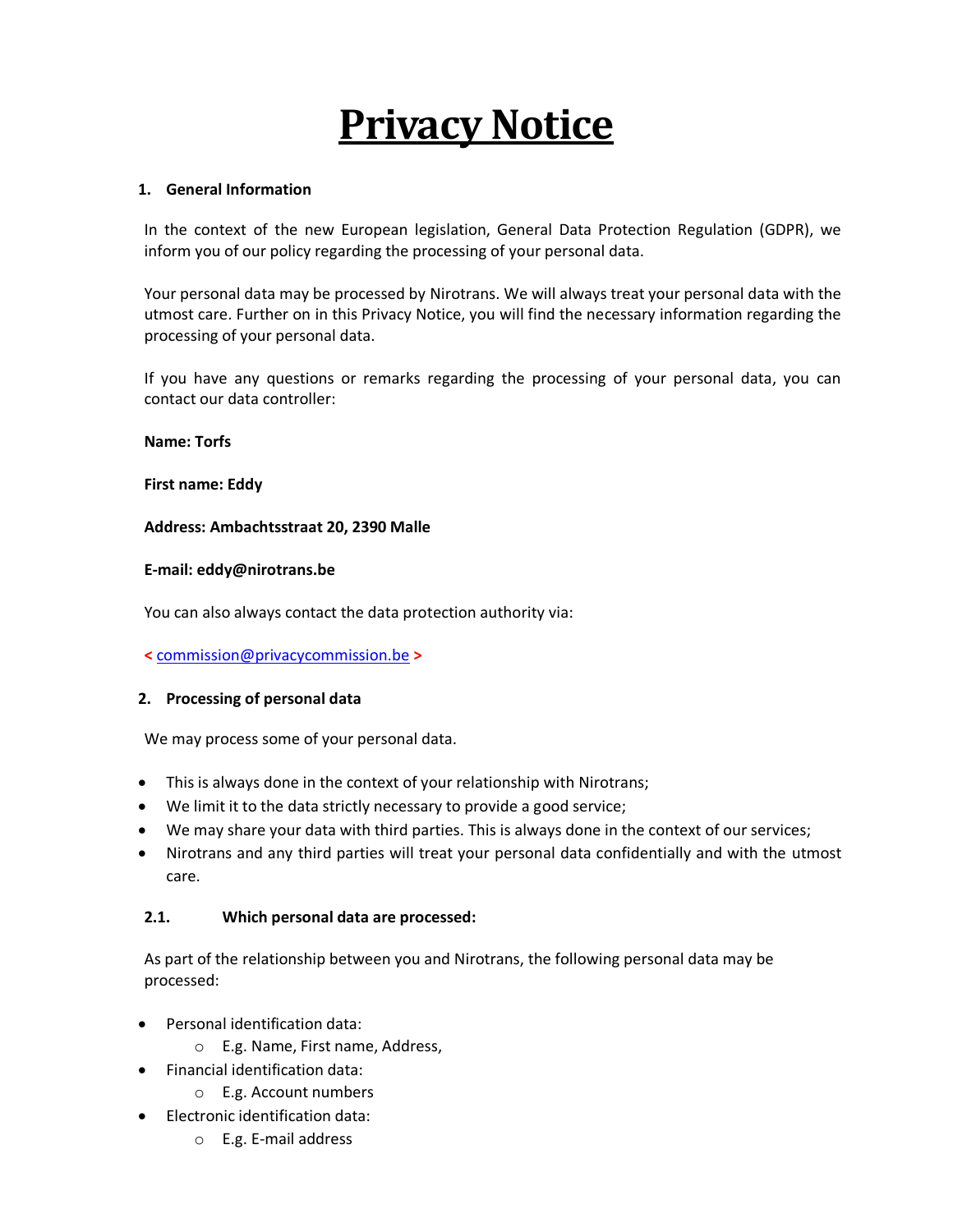# Privacy Notice

## 1. General Information

In the context of the new European legislation, General Data Protection Regulation (GDPR), we inform you of our policy regarding the processing of your personal data.

Your personal data may be processed by Nirotrans. We will always treat your personal data with the utmost care. Further on in this Privacy Notice, you will find the necessary information regarding the processing of your personal data.

If you have any questions or remarks regarding the processing of your personal data, you can contact our data controller:

**Name: Torfs**

**First name: Eddy**

**Address: Ambachtsstraat 20, 2390 Malle**

**E-mail: eddy@nirotrans.be**

You can also always contact the data protection authority via:

**<** commission@privacycommission.be **>**

## 2. Processing of personal data

We may process some of your personal data.

- This is always done in the context of your relationship with Nirotrans;
- We limit it to the data strictly necessary to provide a good service;
- We may share your data with third parties. This is always done in the context of our services;
- Nirotrans and any third parties will treat your personal data confidentially and with the utmost care.

### 2.1. Which personal data are processed:

As part of the relationship between you and Nirotrans, the following personal data may be processed:

- Personal identification data:
  - E.g. Name, First name, Address,
- Financial identification data:
  - E.g. Account numbers
- Electronic identification data:
  - E.g. E-mail address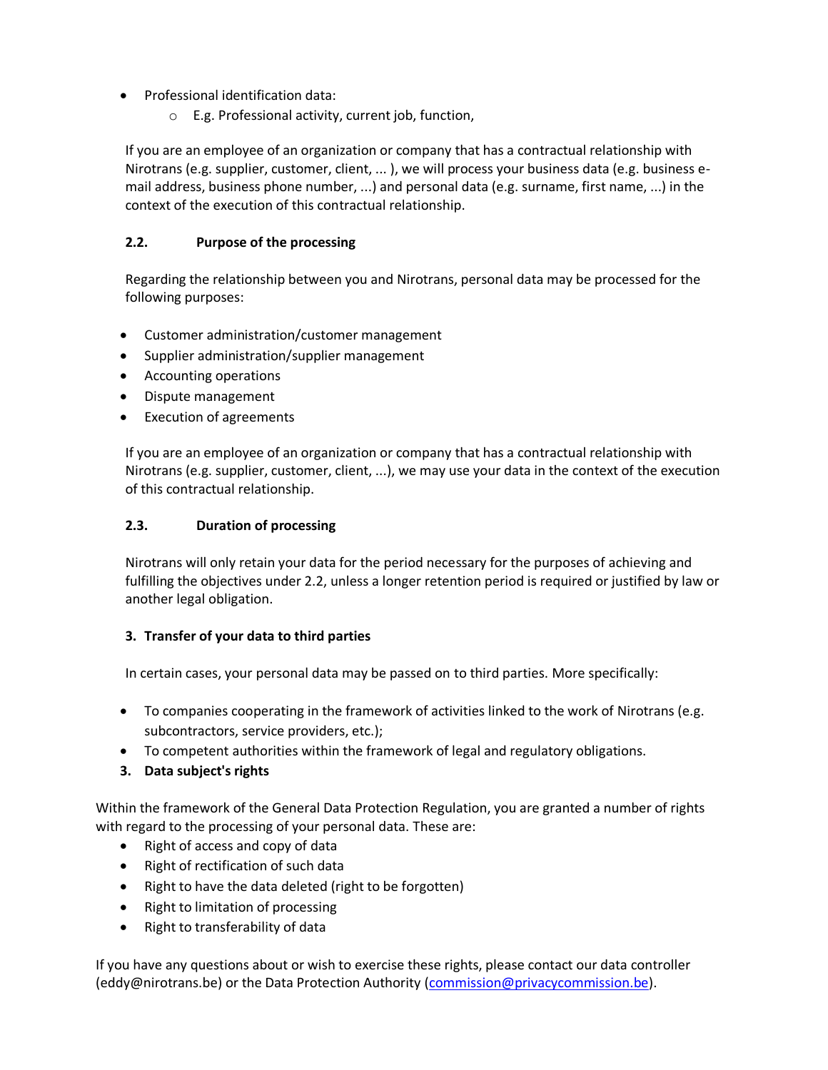- Professional identification data:
  - E.g. Professional activity, current job, function,

If you are an employee of an organization or company that has a contractual relationship with Nirotrans (e.g. supplier, customer, client, ... ), we will process your business data (e.g. business e-mail address, business phone number, ...) and personal data (e.g. surname, first name, ...) in the context of the execution of this contractual relationship.

### 2.2. Purpose of the processing

Regarding the relationship between you and Nirotrans, personal data may be processed for the following purposes:

- Customer administration/customer management
- Supplier administration/supplier management
- Accounting operations
- Dispute management
- Execution of agreements

If you are an employee of an organization or company that has a contractual relationship with Nirotrans (e.g. supplier, customer, client, ...), we may use your data in the context of the execution of this contractual relationship.

### 2.3. Duration of processing

Nirotrans will only retain your data for the period necessary for the purposes of achieving and fulfilling the objectives under 2.2, unless a longer retention period is required or justified by law or another legal obligation.

## 3. Transfer of your data to third parties

In certain cases, your personal data may be passed on to third parties. More specifically:

- To companies cooperating in the framework of activities linked to the work of Nirotrans (e.g. subcontractors, service providers, etc.);
- To competent authorities within the framework of legal and regulatory obligations.

## 3. Data subject's rights

Within the framework of the General Data Protection Regulation, you are granted a number of rights with regard to the processing of your personal data. These are:

- Right of access and copy of data
- Right of rectification of such data
- Right to have the data deleted (right to be forgotten)
- Right to limitation of processing
- Right to transferability of data

If you have any questions about or wish to exercise these rights, please contact our data controller (eddy@nirotrans.be) or the Data Protection Authority ([commission@privacycommission.be](mailto:commission@privacycommission.be)).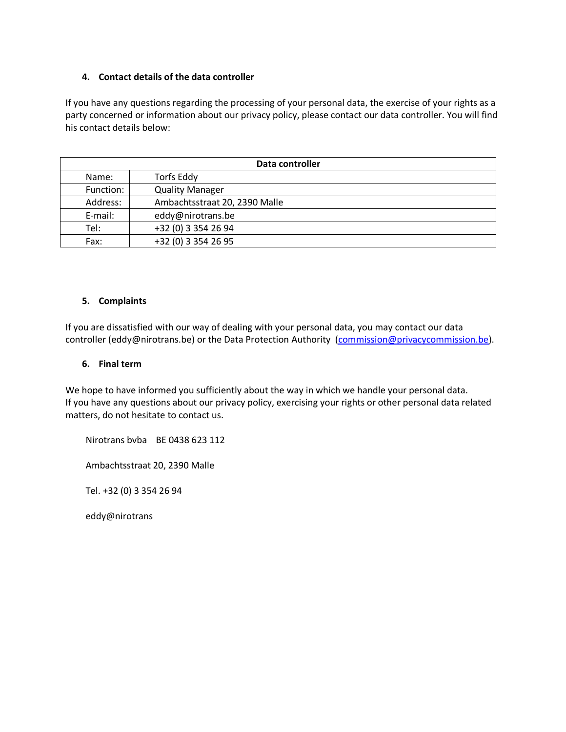## 4. Contact details of the data controller

If you have any questions regarding the processing of your personal data, the exercise of your rights as a party concerned or information about our privacy policy, please contact our data controller. You will find his contact details below:

| Data controller | |
|---|---|
| Name: | Torfs Eddy |
| Function: | Quality Manager |
| Address: | Ambachtsstraat 20, 2390 Malle |
| E-mail: | eddy@nirotrans.be |
| Tel: | +32 (0) 3 354 26 94 |
| Fax: | +32 (0) 3 354 26 95 |

## 5. Complaints

If you are dissatisfied with our way of dealing with your personal data, you may contact our data controller (eddy@nirotrans.be) or the Data Protection Authority (commission@privacycommission.be).

## 6. Final term

We hope to have informed you sufficiently about the way in which we handle your personal data.
If you have any questions about our privacy policy, exercising your rights or other personal data related matters, do not hesitate to contact us.

Nirotrans bvba BE 0438 623 112

Ambachtsstraat 20, 2390 Malle

Tel. +32 (0) 3 354 26 94

eddy@nirotrans